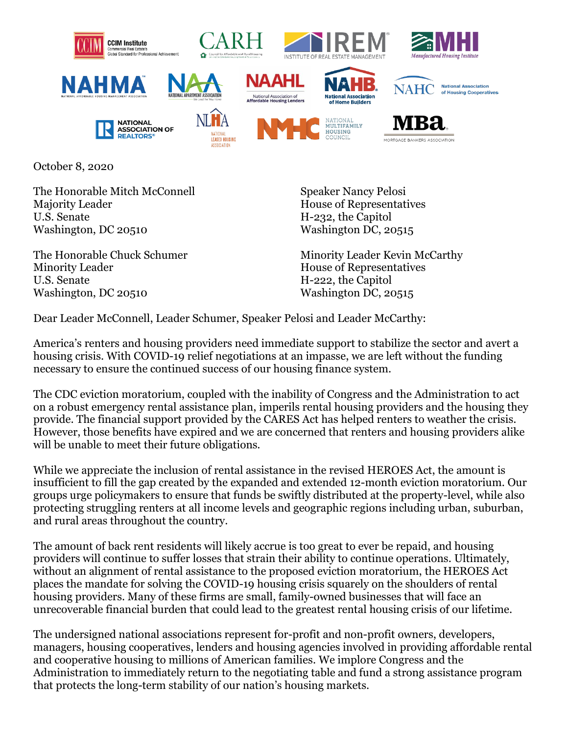October 8, 2020

The Honorable Mitch McConnell
Majority Leader
U.S. Senate
Washington, DC 20510

Speaker Nancy Pelosi
House of Representatives
H-232, the Capitol
Washington DC, 20515

The Honorable Chuck Schumer
Minority Leader
U.S. Senate
Washington, DC 20510

Minority Leader Kevin McCarthy
House of Representatives
H-222, the Capitol
Washington DC, 20515

Dear Leader McConnell, Leader Schumer, Speaker Pelosi and Leader McCarthy:

America's renters and housing providers need immediate support to stabilize the sector and avert a housing crisis. With COVID-19 relief negotiations at an impasse, we are left without the funding necessary to ensure the continued success of our housing finance system.

The CDC eviction moratorium, coupled with the inability of Congress and the Administration to act on a robust emergency rental assistance plan, imperils rental housing providers and the housing they provide. The financial support provided by the CARES Act has helped renters to weather the crisis. However, those benefits have expired and we are concerned that renters and housing providers alike will be unable to meet their future obligations.

While we appreciate the inclusion of rental assistance in the revised HEROES Act, the amount is insufficient to fill the gap created by the expanded and extended 12-month eviction moratorium. Our groups urge policymakers to ensure that funds be swiftly distributed at the property-level, while also protecting struggling renters at all income levels and geographic regions including urban, suburban, and rural areas throughout the country.

The amount of back rent residents will likely accrue is too great to ever be repaid, and housing providers will continue to suffer losses that strain their ability to continue operations. Ultimately, without an alignment of rental assistance to the proposed eviction moratorium, the HEROES Act places the mandate for solving the COVID-19 housing crisis squarely on the shoulders of rental housing providers. Many of these firms are small, family-owned businesses that will face an unrecoverable financial burden that could lead to the greatest rental housing crisis of our lifetime.

The undersigned national associations represent for-profit and non-profit owners, developers, managers, housing cooperatives, lenders and housing agencies involved in providing affordable rental and cooperative housing to millions of American families. We implore Congress and the Administration to immediately return to the negotiating table and fund a strong assistance program that protects the long-term stability of our nation's housing markets.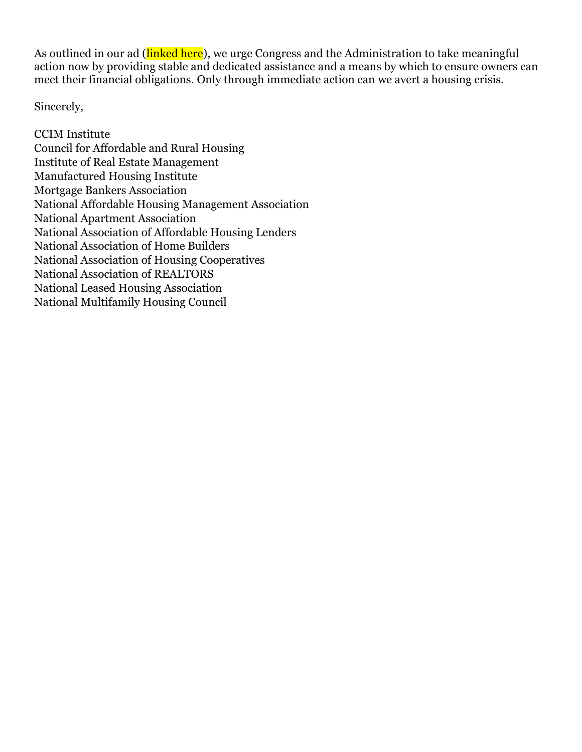As outlined in our ad (linked here), we urge Congress and the Administration to take meaningful action now by providing stable and dedicated assistance and a means by which to ensure owners can meet their financial obligations. Only through immediate action can we avert a housing crisis.

Sincerely,

CCIM Institute
Council for Affordable and Rural Housing
Institute of Real Estate Management
Manufactured Housing Institute
Mortgage Bankers Association
National Affordable Housing Management Association
National Apartment Association
National Association of Affordable Housing Lenders
National Association of Home Builders
National Association of Housing Cooperatives
National Association of REALTORS
National Leased Housing Association
National Multifamily Housing Council